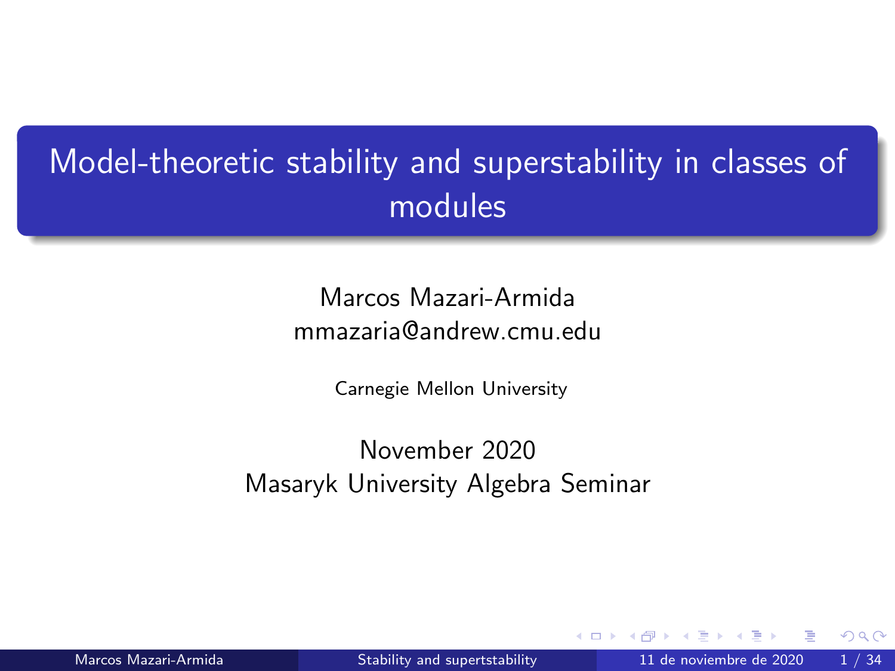# Model-theoretic stability and superstability in classes of modules

Marcos Mazari-Armida
mmazaria@andrew.cmu.edu

Carnegie Mellon University

November 2020
Masaryk University Algebra Seminar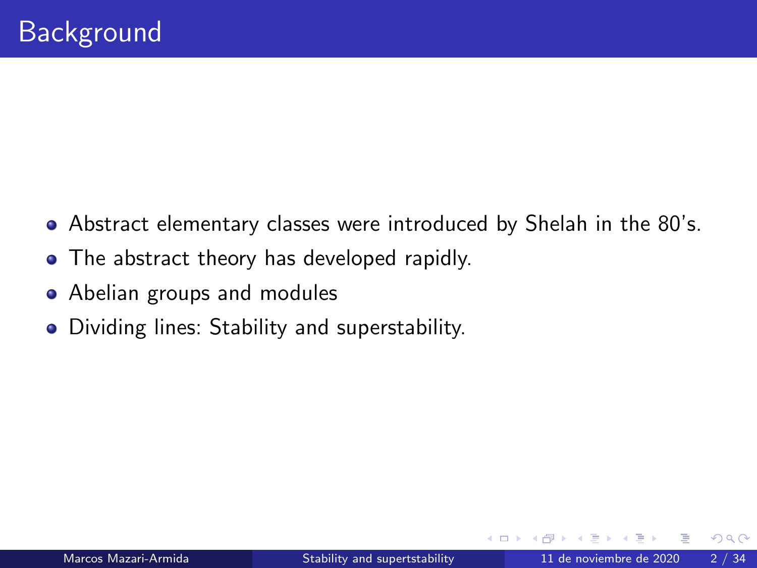# Background

- Abstract elementary classes were introduced by Shelah in the 80's.
- The abstract theory has developed rapidly.
- Abelian groups and modules
- Dividing lines: Stability and superstability.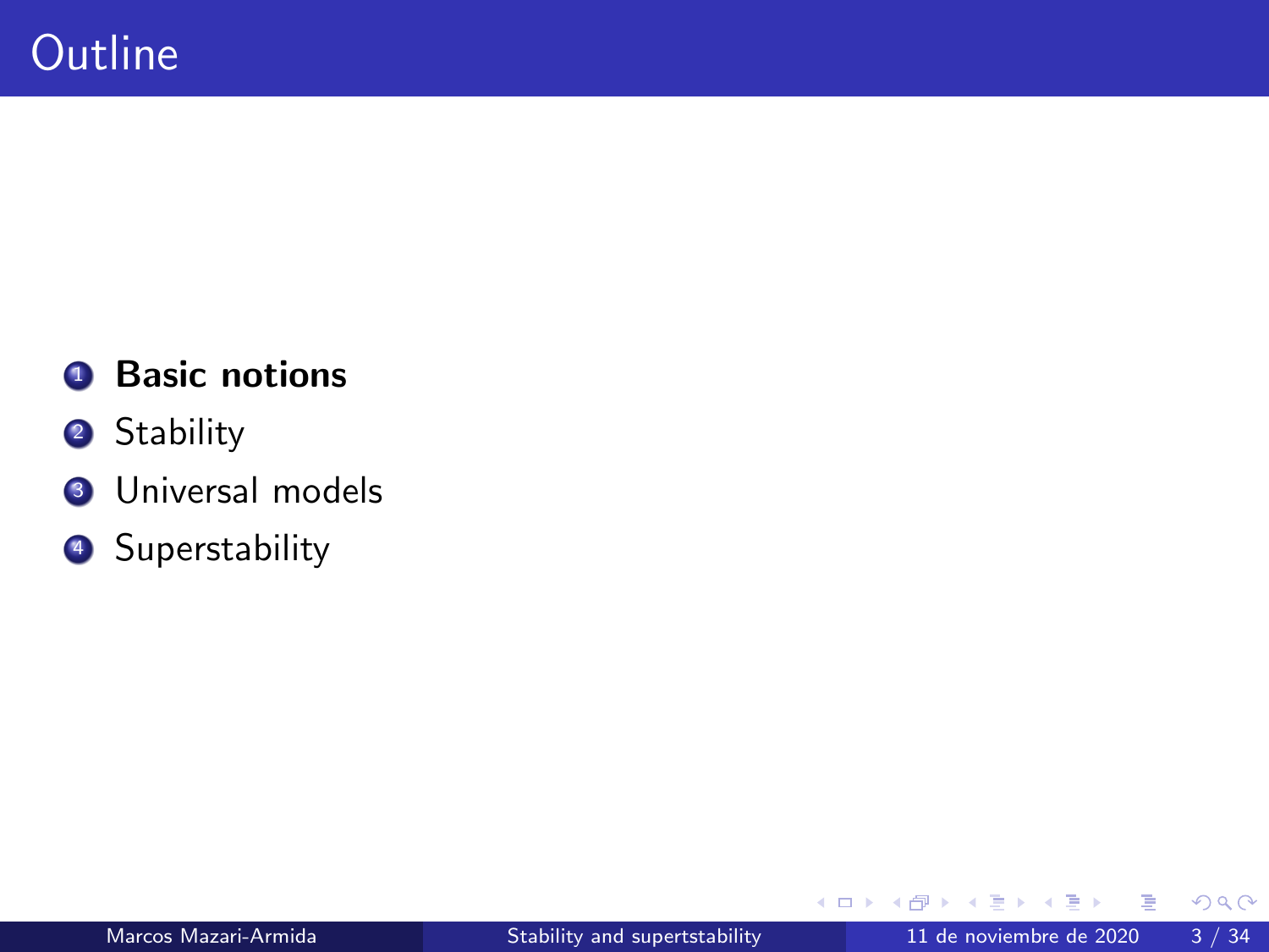# Outline

1. **Basic notions**
2. Stability
3. Universal models
4. Superstability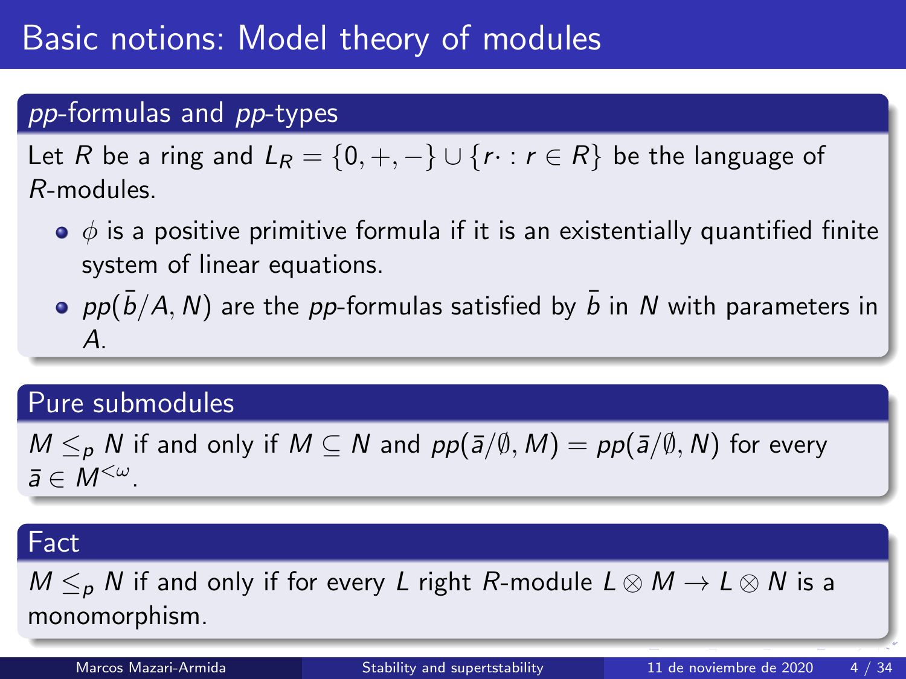# Basic notions: Model theory of modules

### *pp*-formulas and *pp*-types

Let $R$ be a ring and $L_R = \{0, +, -\} \cup \{r\cdot : r \in R\}$ be the language of $R$-modules.

- $\phi$ is a positive primitive formula if it is an existentially quantified finite system of linear equations.
- $pp(\bar{b}/A, N)$ are the *pp*-formulas satisfied by $\bar{b}$ in $N$ with parameters in $A$.

### Pure submodules

$M \leq_p N$ if and only if $M \subseteq N$ and $pp(\bar{a}/\emptyset, M) = pp(\bar{a}/\emptyset, N)$ for every $\bar{a} \in M^{<\omega}$.

### Fact

$M \leq_p N$ if and only if for every $L$ right $R$-module $L \otimes M \to L \otimes N$ is a monomorphism.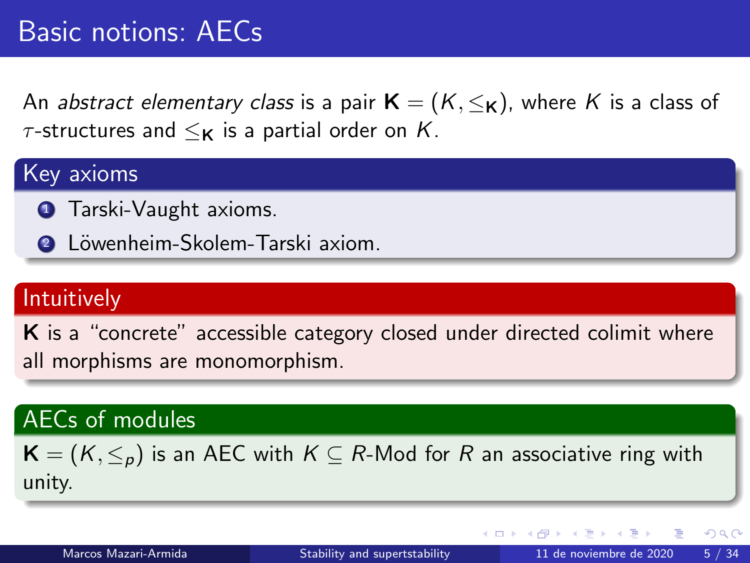# Basic notions: AECs

An *abstract elementary class* is a pair $\mathbf{K} = (K, \leq_{\mathbf{K}})$, where $K$ is a class of $\tau$-structures and $\leq_{\mathbf{K}}$ is a partial order on $K$.

### Key axioms

1. Tarski-Vaught axioms.
2. Löwenheim-Skolem-Tarski axiom.

### Intuitively

$\mathbf{K}$ is a "concrete" accessible category closed under directed colimit where all morphisms are monomorphism.

### AECs of modules

$\mathbf{K} = (K, \leq_p)$ is an AEC with $K \subseteq R$-Mod for $R$ an associative ring with unity.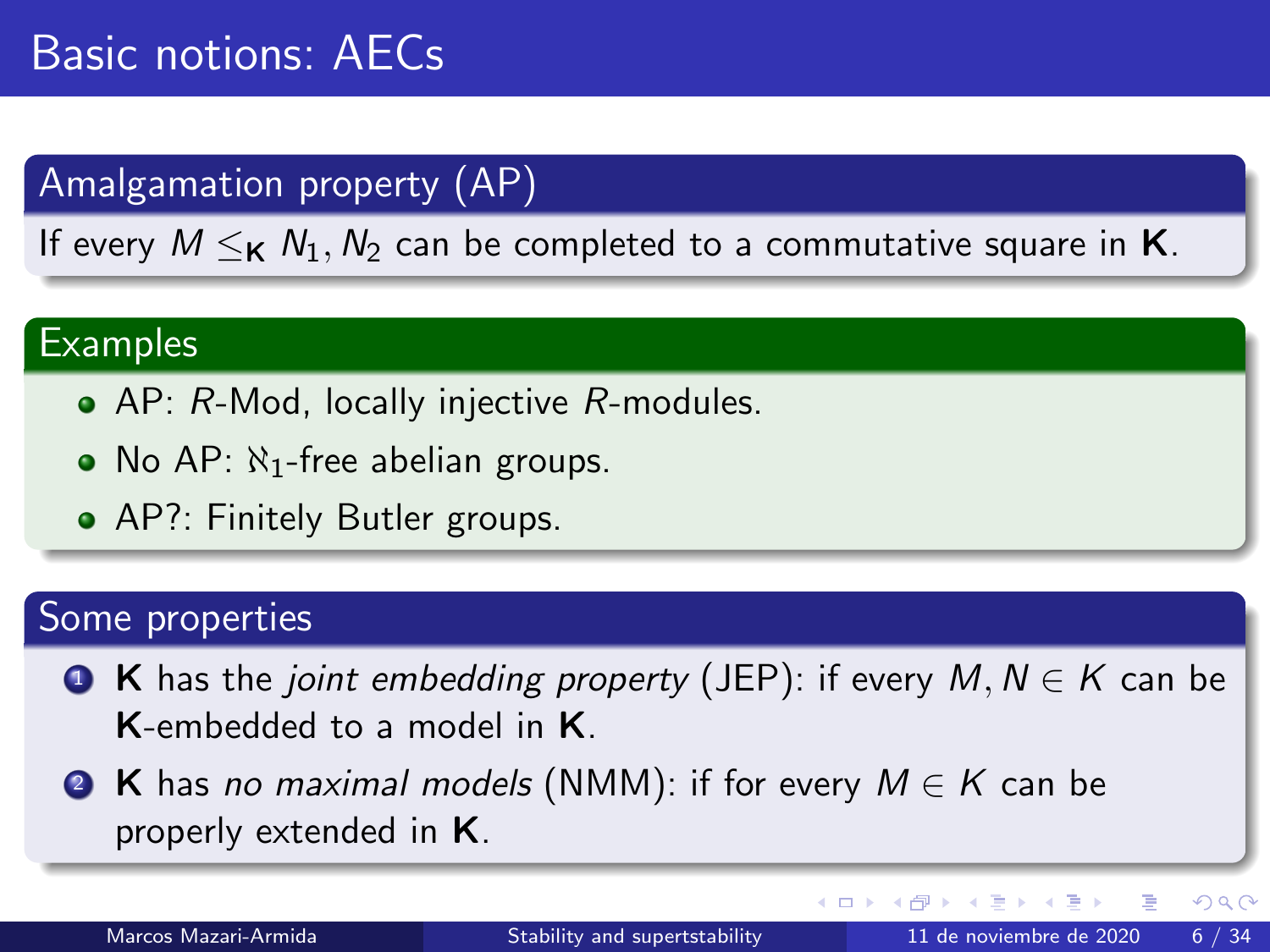# Basic notions: AECs

## Amalgamation property (AP)

If every $M \leq_{\mathbf{K}} N_1, N_2$ can be completed to a commutative square in $\mathbf{K}$.

## Examples

- AP: $R$-Mod, locally injective $R$-modules.
- No AP: $\aleph_1$-free abelian groups.
- AP?: Finitely Butler groups.

## Some properties

1. $\mathbf{K}$ has the *joint embedding property* (JEP): if every $M, N \in K$ can be $\mathbf{K}$-embedded to a model in $\mathbf{K}$.
2. $\mathbf{K}$ has *no maximal models* (NMM): if for every $M \in K$ can be properly extended in $\mathbf{K}$.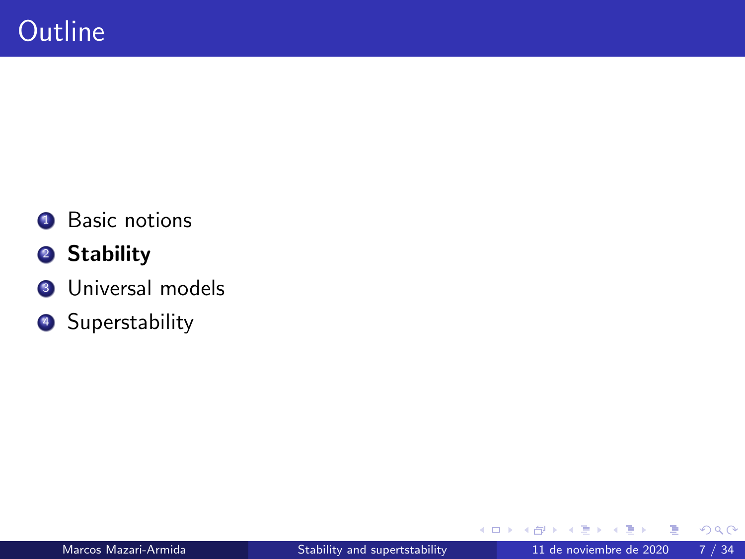# Outline

1. Basic notions
2. **Stability**
3. Universal models
4. Superstability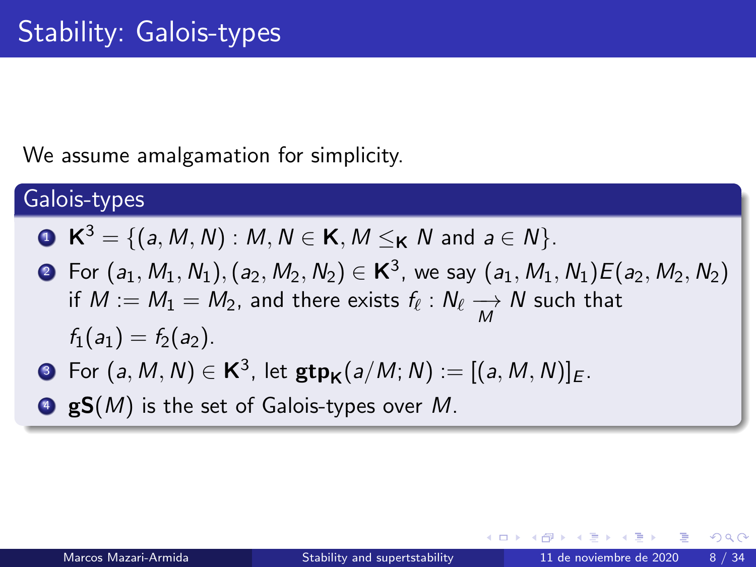# Stability: Galois-types

We assume amalgamation for simplicity.

## Galois-types

1. $\mathbf{K}^3 = \{(a, M, N) : M, N \in \mathbf{K}, M \leq_{\mathbf{K}} N \text{ and } a \in N\}$.
2. For $(a_1, M_1, N_1), (a_2, M_2, N_2) \in \mathbf{K}^3$, we say $(a_1, M_1, N_1)E(a_2, M_2, N_2)$ if $M := M_1 = M_2$, and there exists $f_\ell : N_\ell \underset{M}{\longrightarrow} N$ such that $f_1(a_1) = f_2(a_2)$.
3. For $(a, M, N) \in \mathbf{K}^3$, let $\mathbf{gtp}_{\mathbf{K}}(a/M; N) := [(a, M, N)]_E$.
4. $\mathbf{gS}(M)$ is the set of Galois-types over $M$.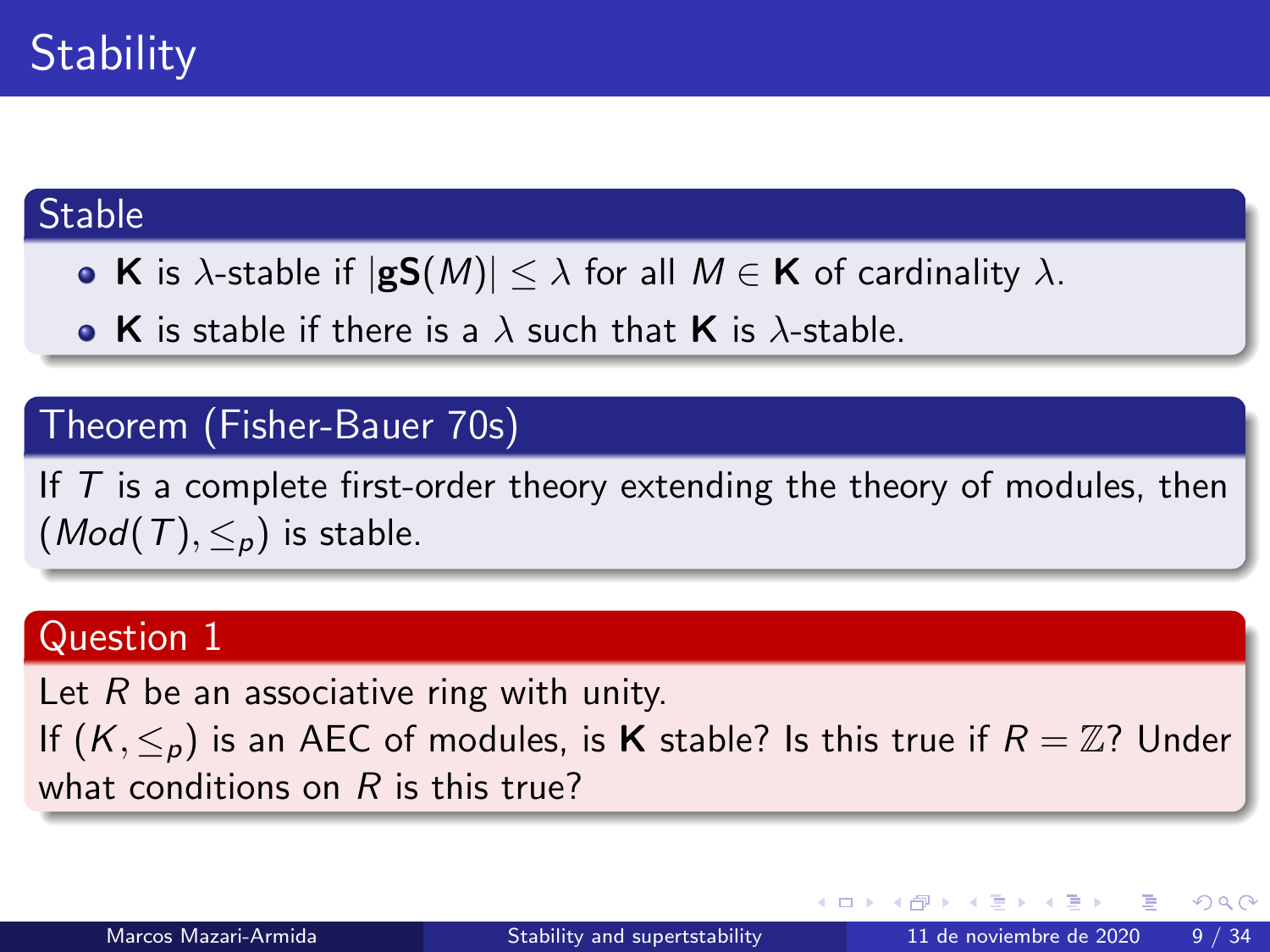# Stability

## Stable

- $\mathbf{K}$ is $\lambda$-stable if $|\mathbf{gS}(M)| \leq \lambda$ for all $M \in \mathbf{K}$ of cardinality $\lambda$.
- $\mathbf{K}$ is stable if there is a $\lambda$ such that $\mathbf{K}$ is $\lambda$-stable.

## Theorem (Fisher-Bauer 70s)

If $T$ is a complete first-order theory extending the theory of modules, then $(Mod(T), \leq_p)$ is stable.

## Question 1

Let $R$ be an associative ring with unity.
If $(K, \leq_p)$ is an AEC of modules, is $\mathbf{K}$ stable? Is this true if $R = \mathbb{Z}$? Under what conditions on $R$ is this true?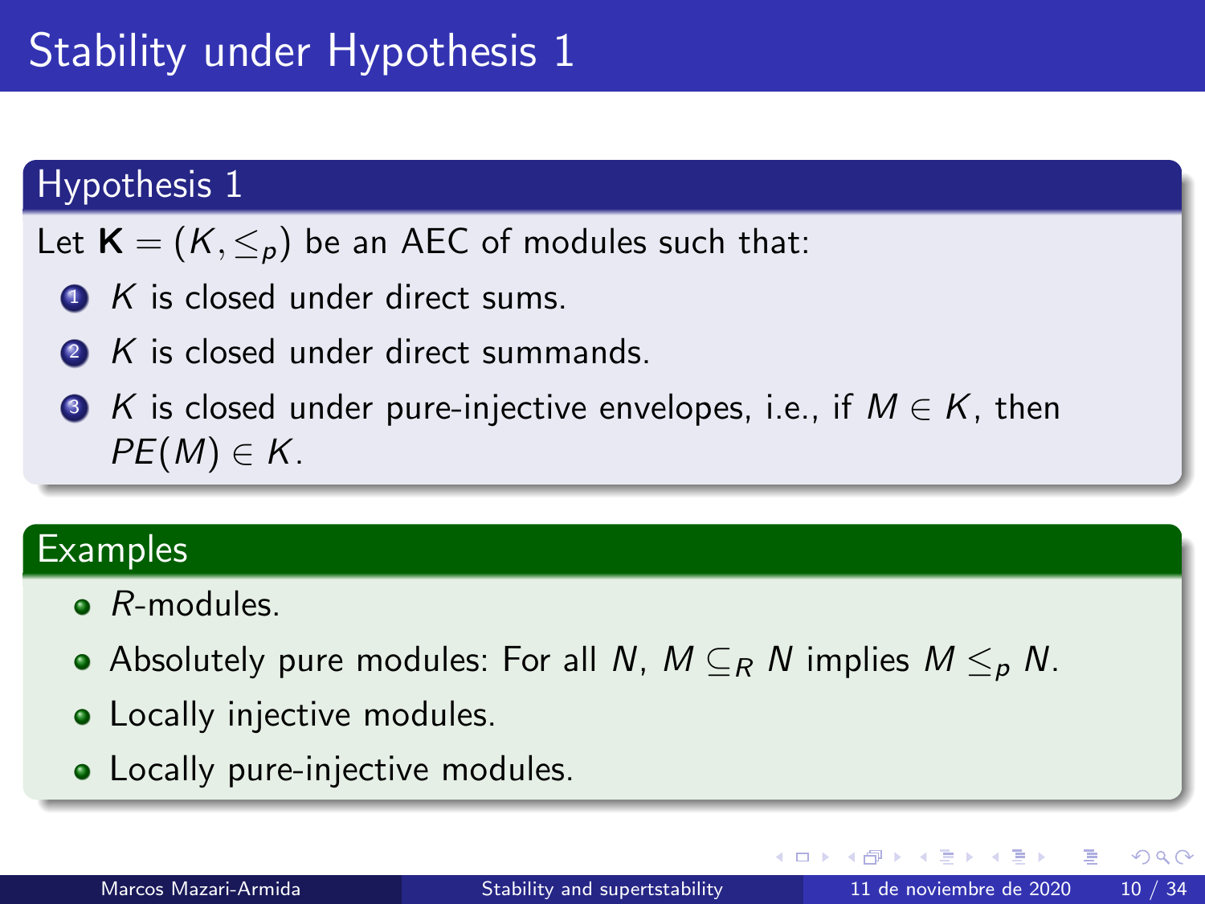# Stability under Hypothesis 1

## Hypothesis 1

Let $\mathbf{K} = (K, \leq_p)$ be an AEC of modules such that:

1. $K$ is closed under direct sums.
2. $K$ is closed under direct summands.
3. $K$ is closed under pure-injective envelopes, i.e., if $M \in K$, then $PE(M) \in K$.

## Examples

- $R$-modules.
- Absolutely pure modules: For all $N$, $M \subseteq_R N$ implies $M \leq_p N$.
- Locally injective modules.
- Locally pure-injective modules.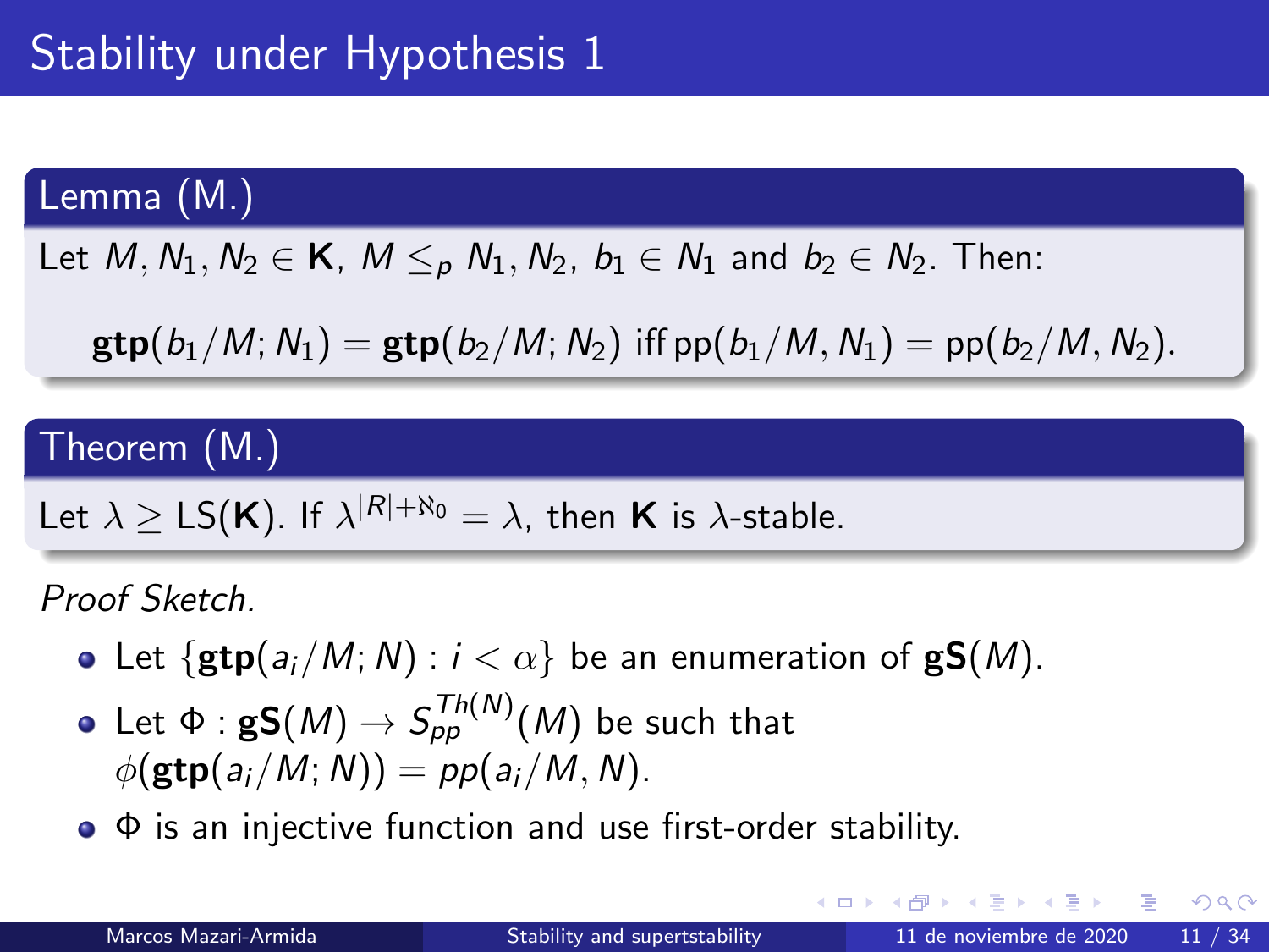# Stability under Hypothesis 1

**Lemma (M.)**

Let $M, N_1, N_2 \in \mathbf{K}$, $M \leq_p N_1, N_2$, $b_1 \in N_1$ and $b_2 \in N_2$. Then:

$$\mathbf{gtp}(b_1/M; N_1) = \mathbf{gtp}(b_2/M; N_2) \text{ iff } \mathrm{pp}(b_1/M, N_1) = \mathrm{pp}(b_2/M, N_2).$$

**Theorem (M.)**

Let $\lambda \geq \mathrm{LS}(\mathbf{K})$. If $\lambda^{|R|+\aleph_0} = \lambda$, then $\mathbf{K}$ is $\lambda$-stable.

*Proof Sketch.*

- Let $\{\mathbf{gtp}(a_i/M; N) : i < \alpha\}$ be an enumeration of $\mathbf{gS}(M)$.
- Let $\Phi : \mathbf{gS}(M) \to S_{pp}^{Th(N)}(M)$ be such that $\phi(\mathbf{gtp}(a_i/M; N)) = pp(a_i/M, N)$.
- $\Phi$ is an injective function and use first-order stability.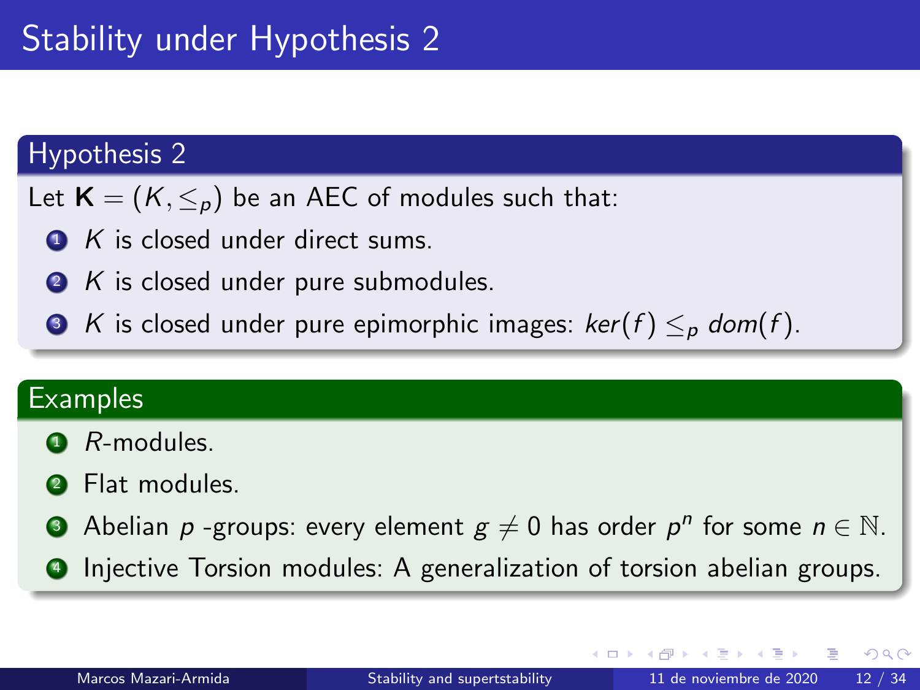# Stability under Hypothesis 2

## Hypothesis 2

Let $\mathbf{K} = (K, \leq_p)$ be an AEC of modules such that:

1. $K$ is closed under direct sums.
2. $K$ is closed under pure submodules.
3. $K$ is closed under pure epimorphic images: $ker(f) \leq_p dom(f)$.

## Examples

1. $R$-modules.
2. Flat modules.
3. Abelian $p$ -groups: every element $g \neq 0$ has order $p^n$ for some $n \in \mathbb{N}$.
4. Injective Torsion modules: A generalization of torsion abelian groups.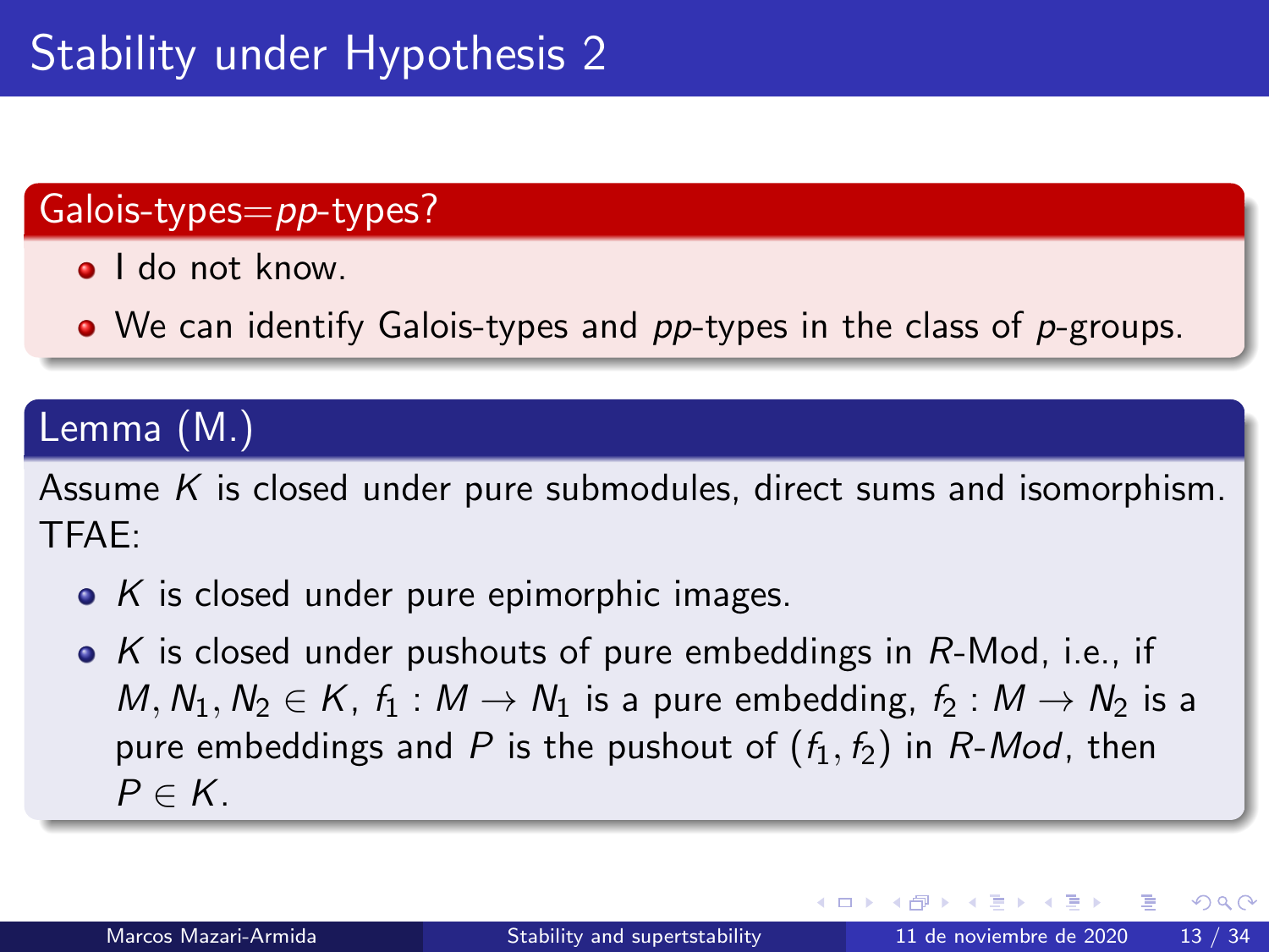# Stability under Hypothesis 2

### Galois-types=*pp*-types?

- I do not know.
- We can identify Galois-types and *pp*-types in the class of *p*-groups.

### Lemma (M.)

Assume $K$ is closed under pure submodules, direct sums and isomorphism. TFAE:

- $K$ is closed under pure epimorphic images.
- $K$ is closed under pushouts of pure embeddings in $R$-Mod, i.e., if $M, N_1, N_2 \in K$, $f_1 : M \to N_1$ is a pure embedding, $f_2 : M \to N_2$ is a pure embeddings and $P$ is the pushout of $(f_1, f_2)$ in $R$-*Mod*, then $P \in K$.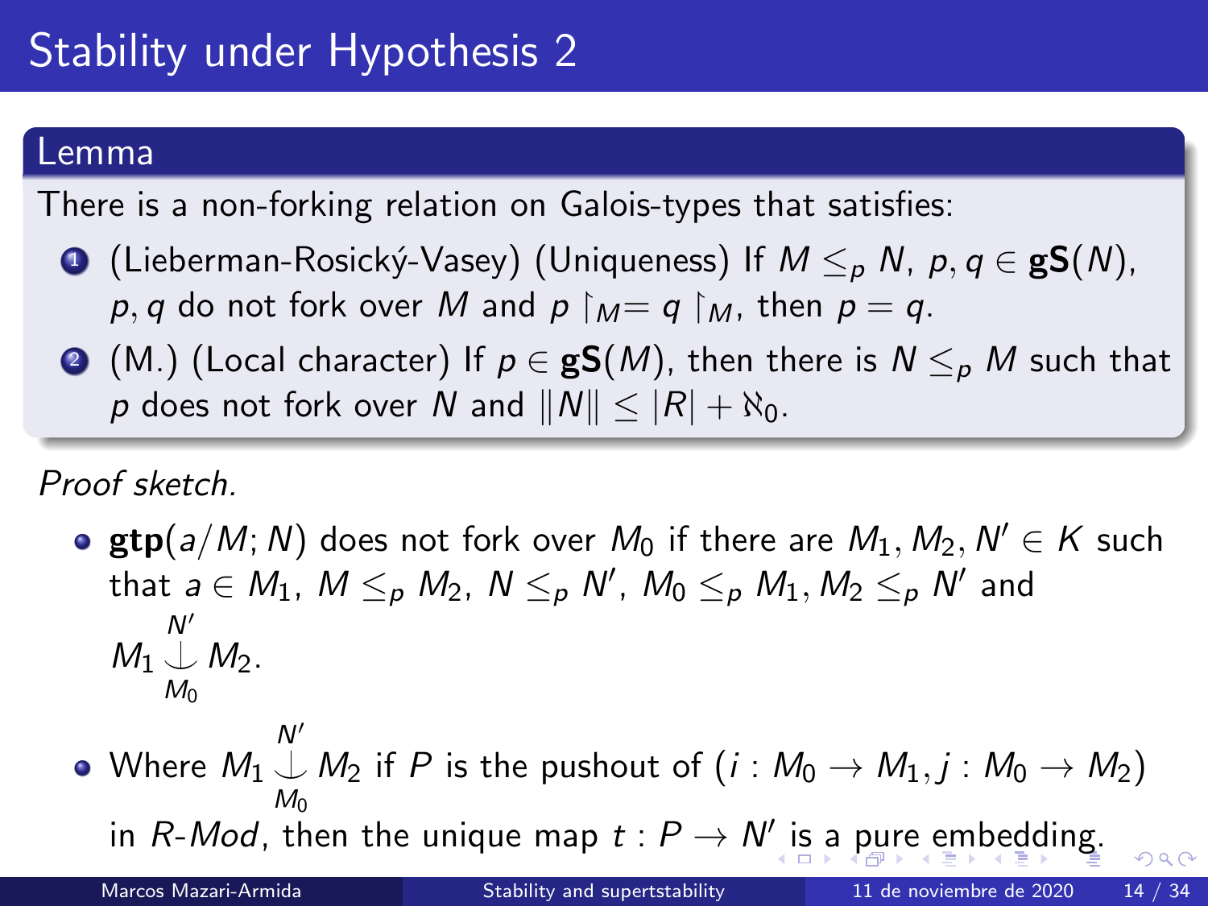# Stability under Hypothesis 2

**Lemma**

There is a non-forking relation on Galois-types that satisfies:

1. (Lieberman-Rosický-Vasey) (Uniqueness) If $M \leq_p N$, $p, q \in \mathbf{gS}(N)$, $p, q$ do not fork over $M$ and $p \restriction_M = q \restriction_M$, then $p = q$.
2. (M.) (Local character) If $p \in \mathbf{gS}(M)$, then there is $N \leq_p M$ such that $p$ does not fork over $N$ and $\|N\| \leq |R| + \aleph_0$.

*Proof sketch.*

- $\mathbf{gtp}(a/M; N)$ does not fork over $M_0$ if there are $M_1, M_2, N' \in K$ such that $a \in M_1$, $M \leq_p M_2$, $N \leq_p N'$, $M_0 \leq_p M_1, M_2 \leq_p N'$ and $M_1 \overset{N'}{\underset{M_0}{\downarrow}} M_2$.
- Where $M_1 \overset{N'}{\underset{M_0}{\downarrow}} M_2$ if $P$ is the pushout of $(i : M_0 \to M_1, j : M_0 \to M_2)$ in $R$-*Mod*, then the unique map $t : P \to N'$ is a pure embedding.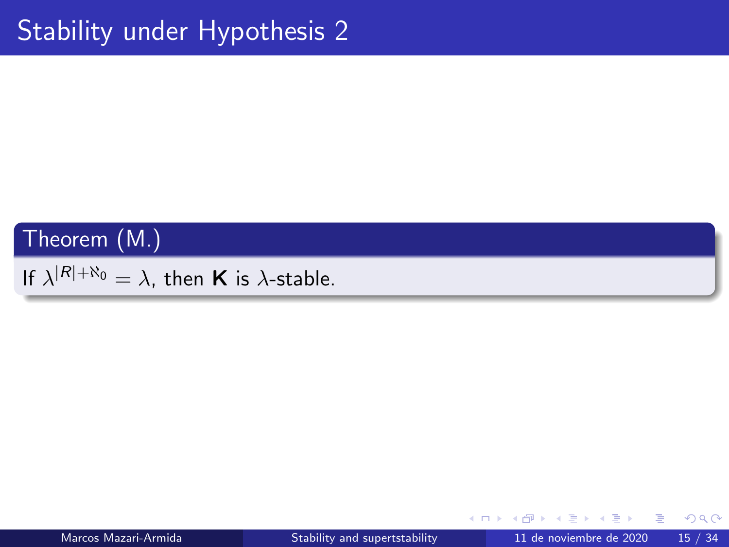# Stability under Hypothesis 2

**Theorem (M.)**

If $\lambda^{|R|+\aleph_0} = \lambda$, then $\mathbf{K}$ is $\lambda$-stable.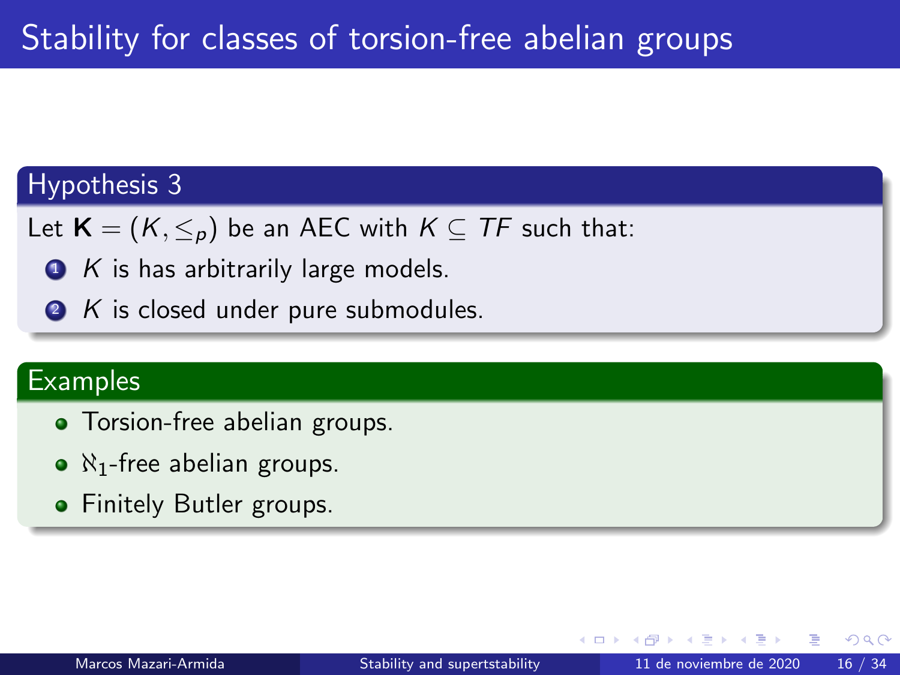# Stability for classes of torsion-free abelian groups

**Hypothesis 3**

Let $\mathbf{K} = (K, \leq_p)$ be an AEC with $K \subseteq TF$ such that:

1. $K$ is has arbitrarily large models.
2. $K$ is closed under pure submodules.

**Examples**

- Torsion-free abelian groups.
- $\aleph_1$-free abelian groups.
- Finitely Butler groups.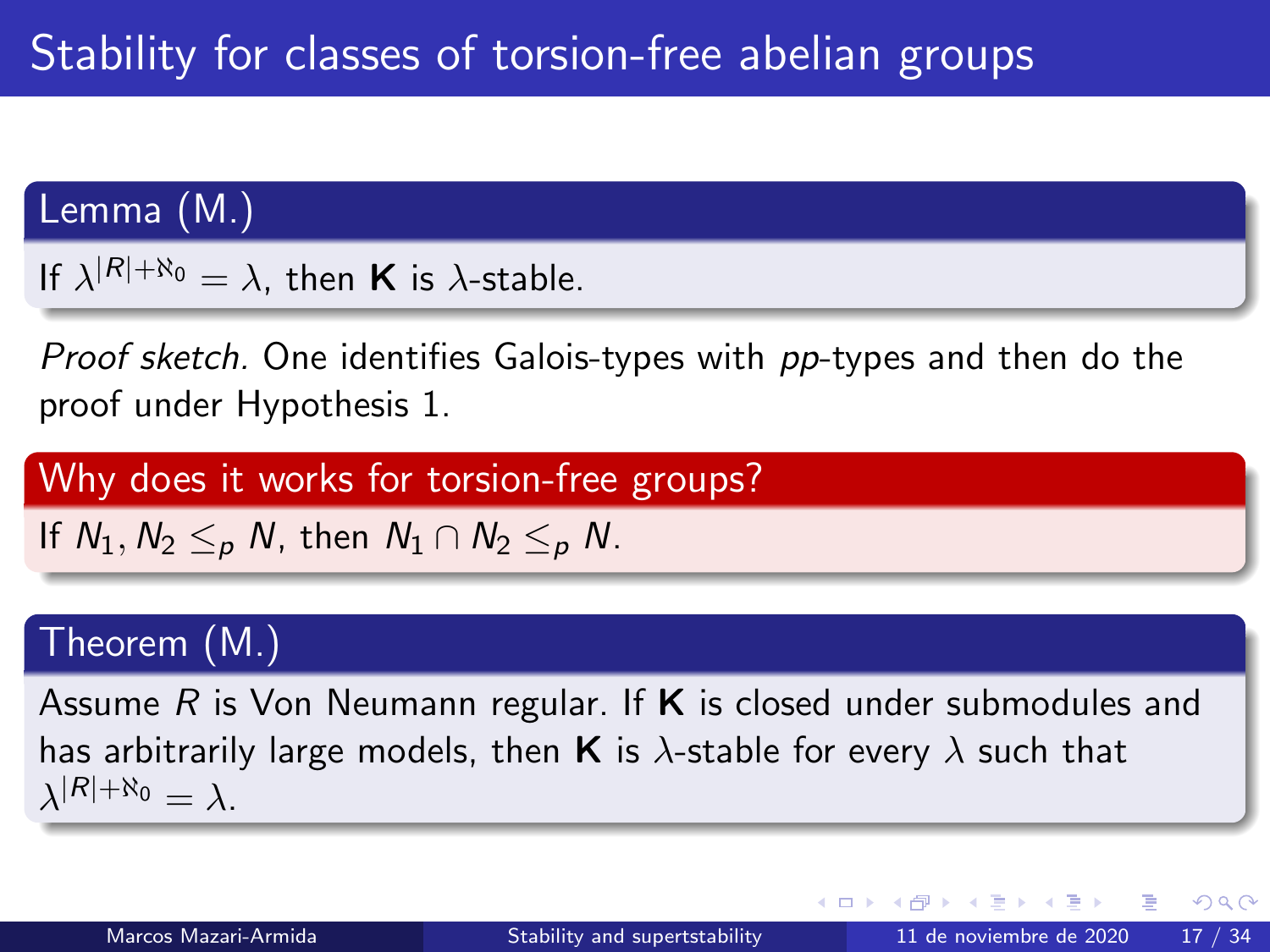# Stability for classes of torsion-free abelian groups

**Lemma (M.)**

If $\lambda^{|R|+\aleph_0} = \lambda$, then $\mathbf{K}$ is $\lambda$-stable.

*Proof sketch.* One identifies Galois-types with *pp*-types and then do the proof under Hypothesis 1.

**Why does it works for torsion-free groups?**

If $N_1, N_2 \leq_p N$, then $N_1 \cap N_2 \leq_p N$.

**Theorem (M.)**

Assume $R$ is Von Neumann regular. If $\mathbf{K}$ is closed under submodules and has arbitrarily large models, then $\mathbf{K}$ is $\lambda$-stable for every $\lambda$ such that $\lambda^{|R|+\aleph_0} = \lambda$.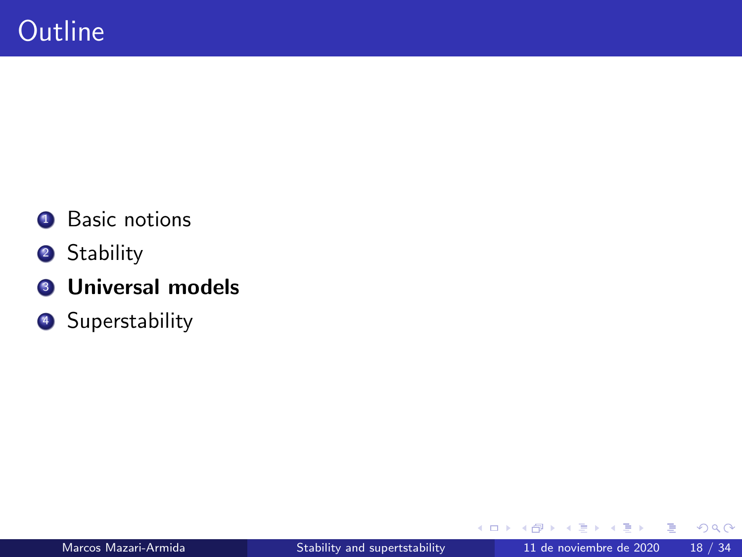# Outline

1. Basic notions
2. Stability
3. **Universal models**
4. Superstability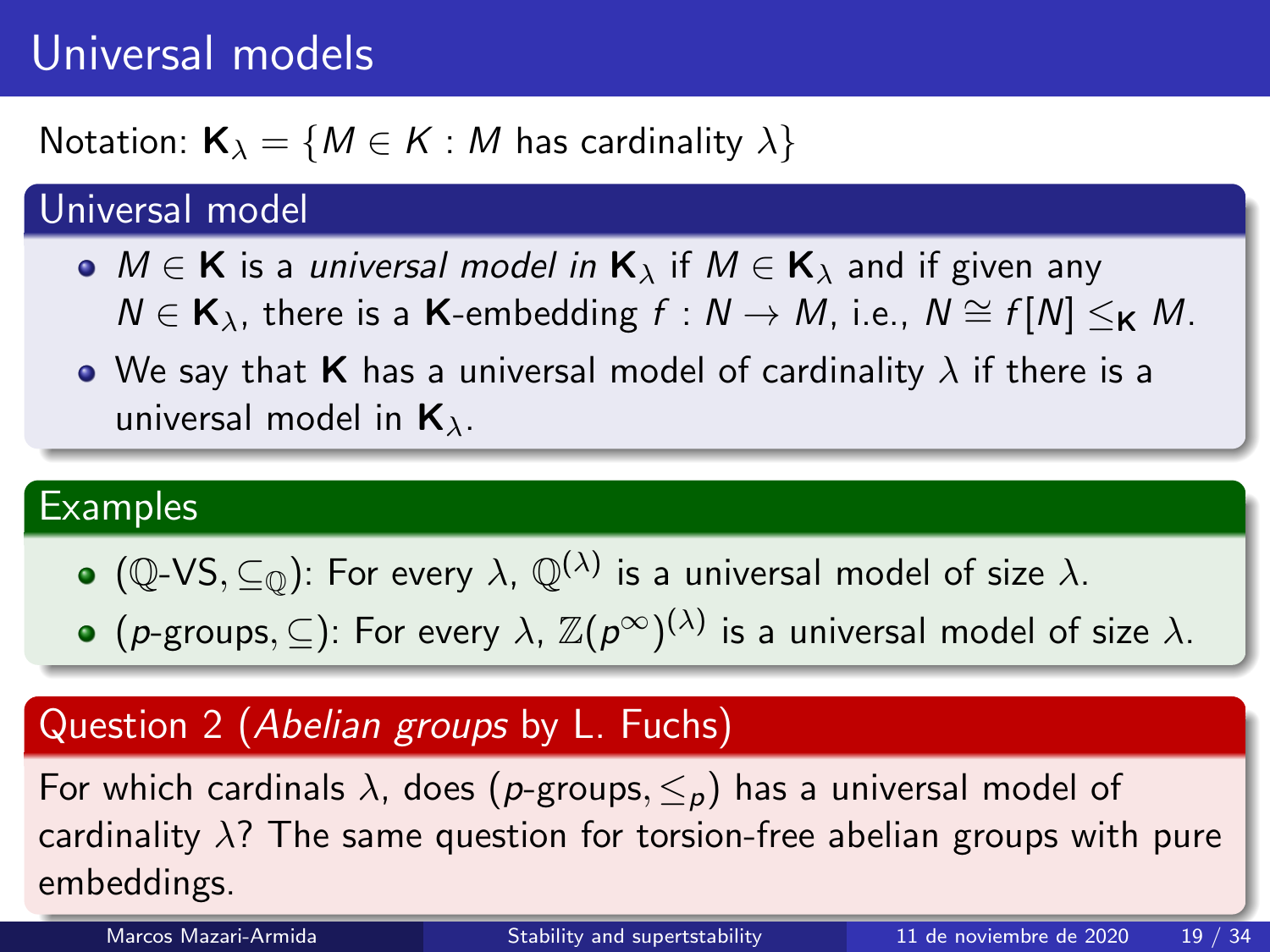# Universal models

Notation: $\mathbf{K}_\lambda = \{M \in K : M \text{ has cardinality } \lambda\}$

## Universal model

- $M \in \mathbf{K}$ is a *universal model in* $\mathbf{K}_\lambda$ if $M \in \mathbf{K}_\lambda$ and if given any $N \in \mathbf{K}_\lambda$, there is a $\mathbf{K}$-embedding $f : N \to M$, i.e., $N \cong f[N] \leq_{\mathbf{K}} M$.
- We say that $\mathbf{K}$ has a universal model of cardinality $\lambda$ if there is a universal model in $\mathbf{K}_\lambda$.

## Examples

- $(\mathbb{Q}\text{-VS}, \subseteq_{\mathbb{Q}})$: For every $\lambda$, $\mathbb{Q}^{(\lambda)}$ is a universal model of size $\lambda$.
- $(p\text{-groups}, \subseteq)$: For every $\lambda$, $\mathbb{Z}(p^\infty)^{(\lambda)}$ is a universal model of size $\lambda$.

## Question 2 (*Abelian groups* by L. Fuchs)

For which cardinals $\lambda$, does $(p\text{-groups}, \leq_p)$ has a universal model of cardinality $\lambda$? The same question for torsion-free abelian groups with pure embeddings.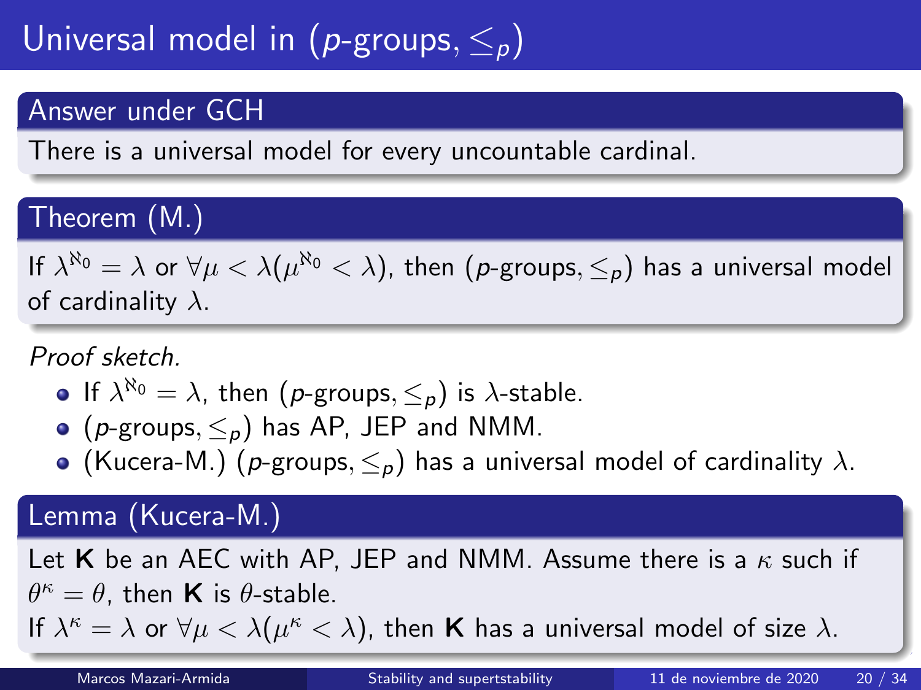# Universal model in ($p$-groups, $\leq_p$)

**Answer under GCH**

There is a universal model for every uncountable cardinal.

**Theorem (M.)**

If $\lambda^{\aleph_0} = \lambda$ or $\forall \mu < \lambda (\mu^{\aleph_0} < \lambda)$, then ($p$-groups, $\leq_p$) has a universal model of cardinality $\lambda$.

*Proof sketch.*

- If $\lambda^{\aleph_0} = \lambda$, then ($p$-groups, $\leq_p$) is $\lambda$-stable.
- ($p$-groups, $\leq_p$) has AP, JEP and NMM.
- (Kucera-M.) ($p$-groups, $\leq_p$) has a universal model of cardinality $\lambda$.

**Lemma (Kucera-M.)**

Let $\mathbf{K}$ be an AEC with AP, JEP and NMM. Assume there is a $\kappa$ such if $\theta^\kappa = \theta$, then $\mathbf{K}$ is $\theta$-stable.
If $\lambda^\kappa = \lambda$ or $\forall \mu < \lambda (\mu^\kappa < \lambda)$, then $\mathbf{K}$ has a universal model of size $\lambda$.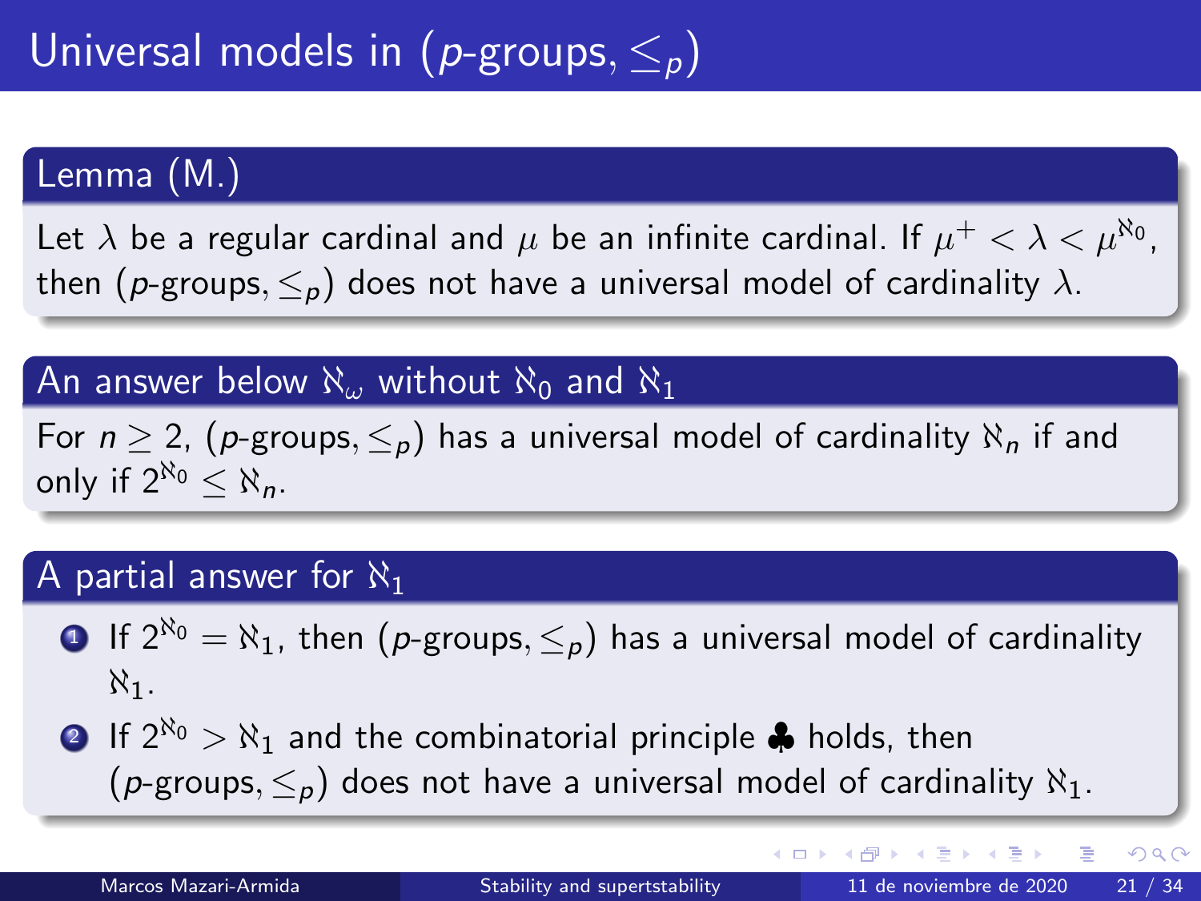# Universal models in ($p$-groups, $\leq_p$)

### Lemma (M.)

Let $\lambda$ be a regular cardinal and $\mu$ be an infinite cardinal. If $\mu^+ < \lambda < \mu^{\aleph_0}$, then ($p$-groups, $\leq_p$) does not have a universal model of cardinality $\lambda$.

### An answer below $\aleph_\omega$ without $\aleph_0$ and $\aleph_1$

For $n \geq 2$, ($p$-groups, $\leq_p$) has a universal model of cardinality $\aleph_n$ if and only if $2^{\aleph_0} \leq \aleph_n$.

### A partial answer for $\aleph_1$

1. If $2^{\aleph_0} = \aleph_1$, then ($p$-groups, $\leq_p$) has a universal model of cardinality $\aleph_1$.
2. If $2^{\aleph_0} > \aleph_1$ and the combinatorial principle ♣ holds, then ($p$-groups, $\leq_p$) does not have a universal model of cardinality $\aleph_1$.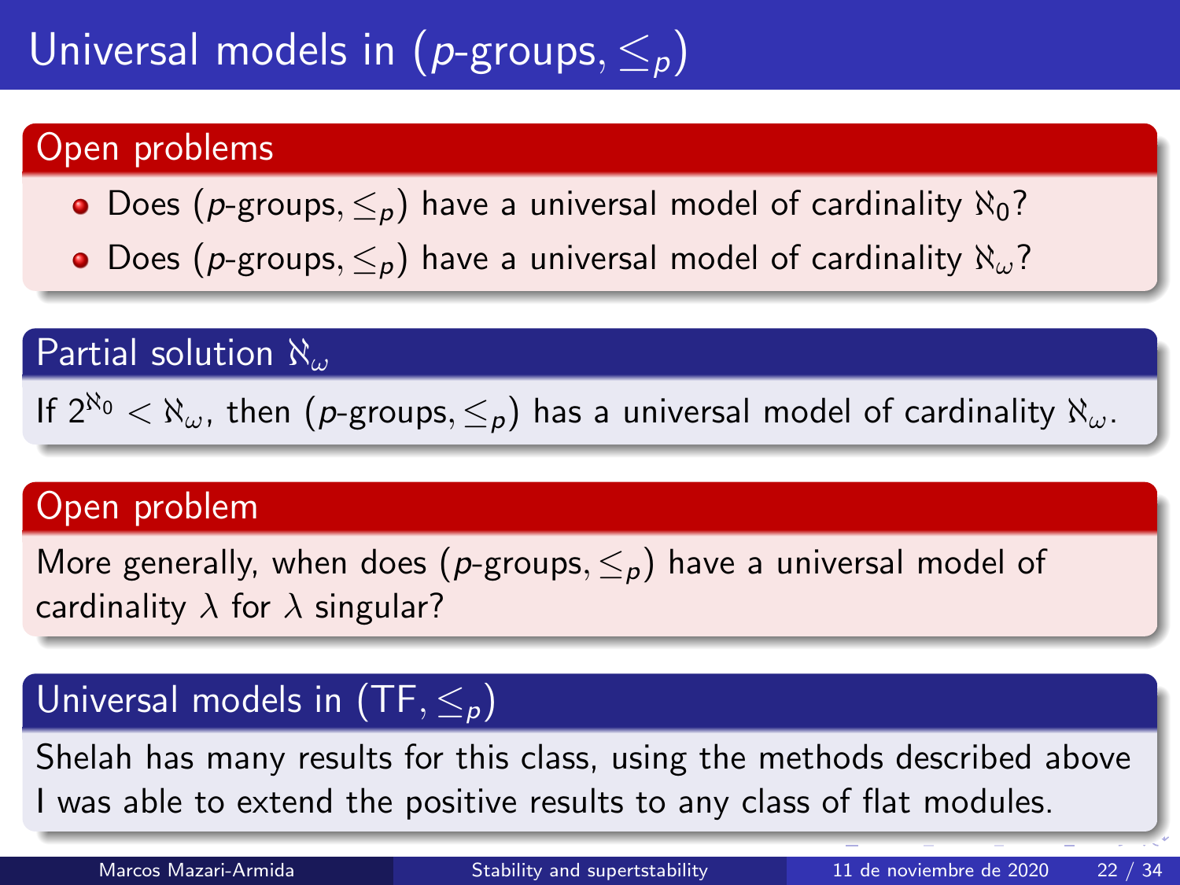# Universal models in ($p$-groups, $\leq_p$)

## Open problems

- Does ($p$-groups, $\leq_p$) have a universal model of cardinality $\aleph_0$?
- Does ($p$-groups, $\leq_p$) have a universal model of cardinality $\aleph_\omega$?

## Partial solution $\aleph_\omega$

If $2^{\aleph_0} < \aleph_\omega$, then ($p$-groups, $\leq_p$) has a universal model of cardinality $\aleph_\omega$.

## Open problem

More generally, when does ($p$-groups, $\leq_p$) have a universal model of cardinality $\lambda$ for $\lambda$ singular?

## Universal models in (TF, $\leq_p$)

Shelah has many results for this class, using the methods described above I was able to extend the positive results to any class of flat modules.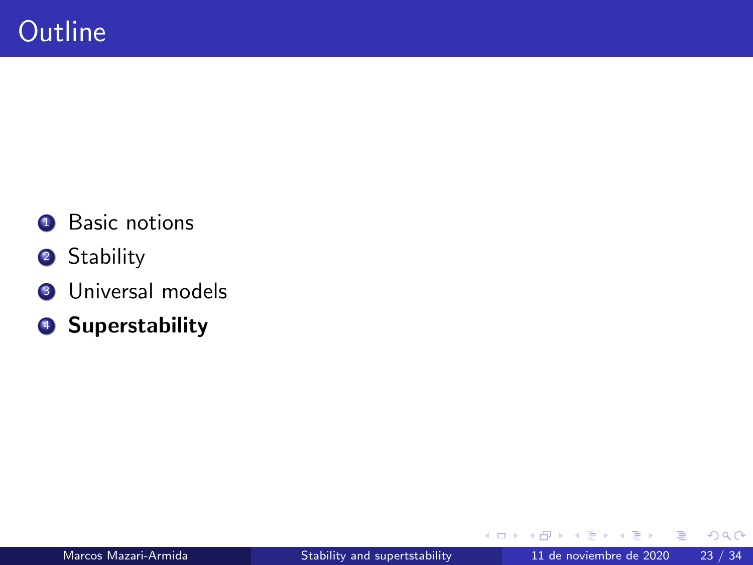# Outline

1. Basic notions
2. Stability
3. Universal models
4. **Superstability**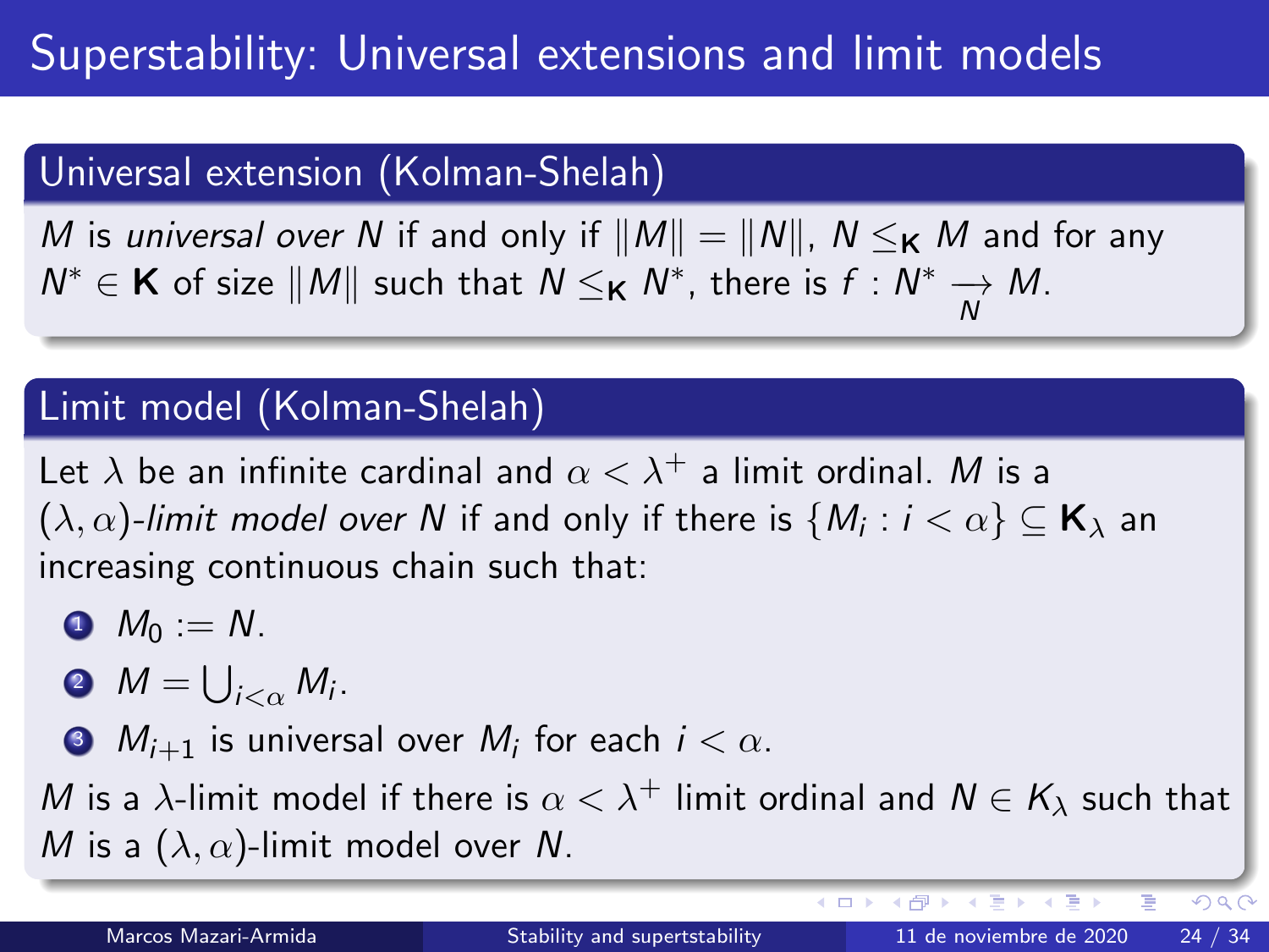# Superstability: Universal extensions and limit models

## Universal extension (Kolman-Shelah)

$M$ is *universal over* $N$ if and only if $\|M\| = \|N\|$, $N \leq_{\mathbf{K}} M$ and for any $N^* \in \mathbf{K}$ of size $\|M\|$ such that $N \leq_{\mathbf{K}} N^*$, there is $f : N^* \underset{N}{\longrightarrow} M$.

## Limit model (Kolman-Shelah)

Let $\lambda$ be an infinite cardinal and $\alpha < \lambda^+$ a limit ordinal. $M$ is a $(\lambda, \alpha)$-*limit model over* $N$ if and only if there is $\{M_i : i < \alpha\} \subseteq \mathbf{K}_\lambda$ an increasing continuous chain such that:

1. $M_0 := N$.
2. $M = \bigcup_{i<\alpha} M_i$.
3. $M_{i+1}$ is universal over $M_i$ for each $i < \alpha$.

$M$ is a $\lambda$-limit model if there is $\alpha < \lambda^+$ limit ordinal and $N \in K_\lambda$ such that $M$ is a $(\lambda, \alpha)$-limit model over $N$.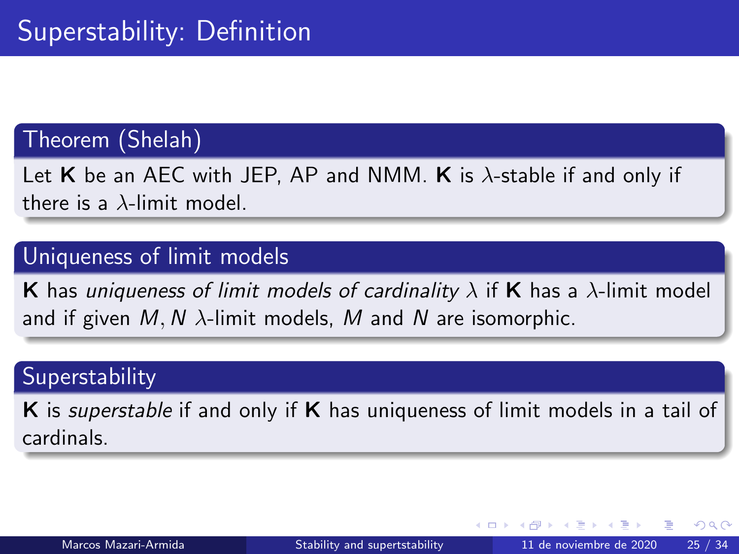# Superstability: Definition

### Theorem (Shelah)

Let **K** be an AEC with JEP, AP and NMM. **K** is $\lambda$-stable if and only if there is a $\lambda$-limit model.

### Uniqueness of limit models

**K** has *uniqueness of limit models of cardinality* $\lambda$ if **K** has a $\lambda$-limit model and if given $M, N$ $\lambda$-limit models, $M$ and $N$ are isomorphic.

### Superstability

**K** is *superstable* if and only if **K** has uniqueness of limit models in a tail of cardinals.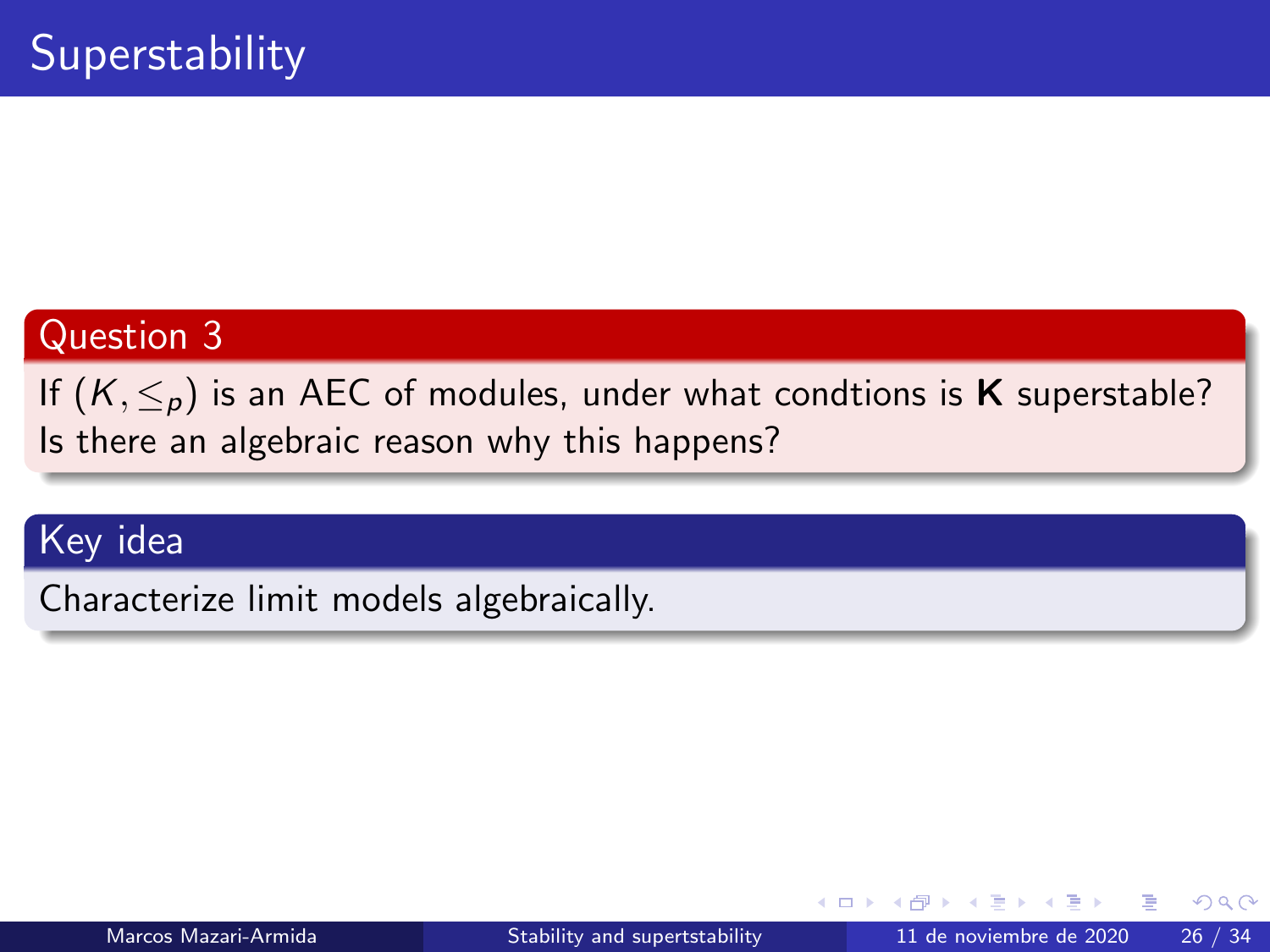# Superstability

**Question 3**

If $(K, \leq_p)$ is an AEC of modules, under what condtions is $\mathbf{K}$ superstable? Is there an algebraic reason why this happens?

**Key idea**

Characterize limit models algebraically.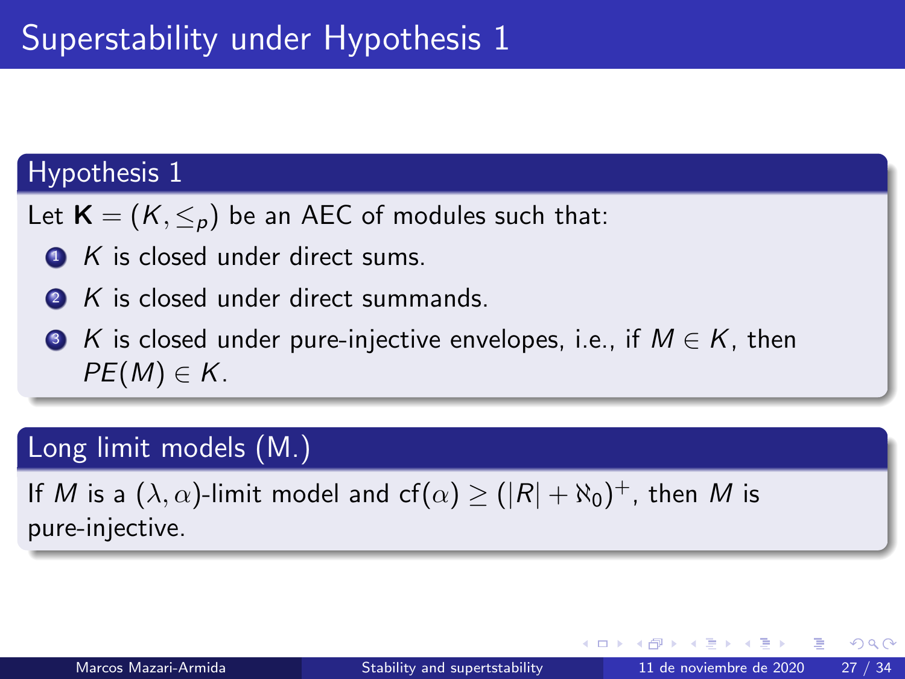# Superstability under Hypothesis 1

## Hypothesis 1

Let $\mathbf{K} = (K, \leq_p)$ be an AEC of modules such that:

1. $K$ is closed under direct sums.
2. $K$ is closed under direct summands.
3. $K$ is closed under pure-injective envelopes, i.e., if $M \in K$, then $PE(M) \in K$.

## Long limit models (M.)

If $M$ is a $(\lambda, \alpha)$-limit model and $\text{cf}(\alpha) \geq (|R| + \aleph_0)^+$, then $M$ is pure-injective.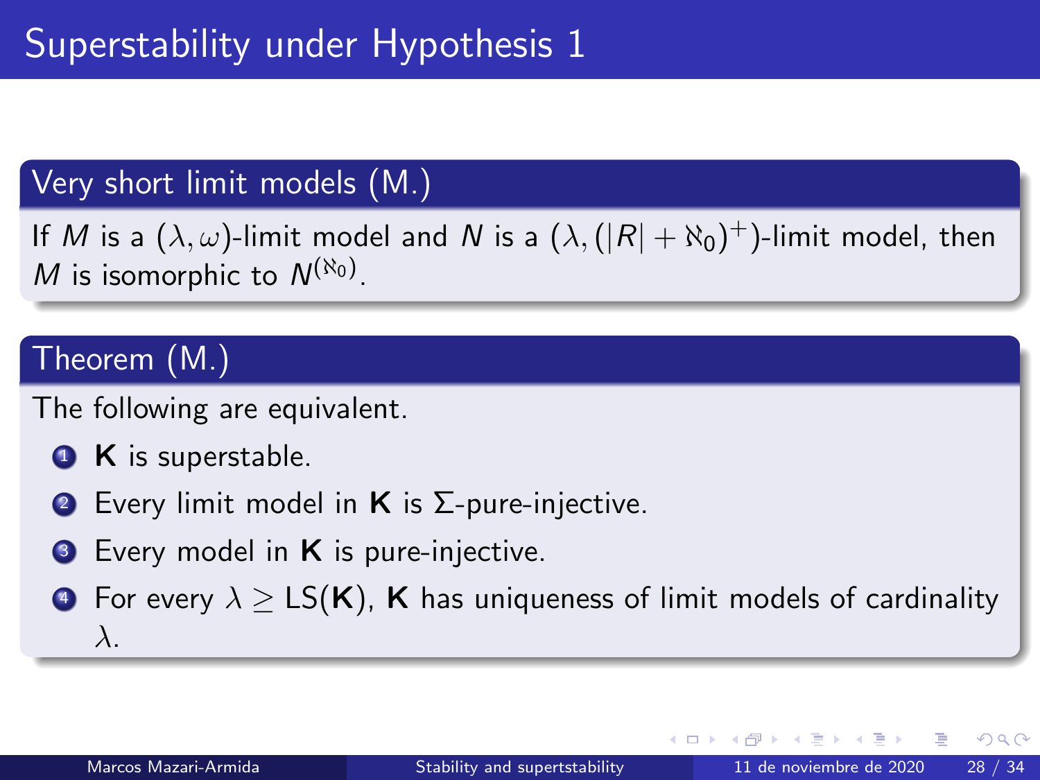# Superstability under Hypothesis 1

### Very short limit models (M.)

If $M$ is a $(\lambda, \omega)$-limit model and $N$ is a $(\lambda, (|R| + \aleph_0)^+)$-limit model, then $M$ is isomorphic to $N^{(\aleph_0)}$.

### Theorem (M.)

The following are equivalent.

1. $\mathbf{K}$ is superstable.
2. Every limit model in $\mathbf{K}$ is $\Sigma$-pure-injective.
3. Every model in $\mathbf{K}$ is pure-injective.
4. For every $\lambda \geq \text{LS}(\mathbf{K})$, $\mathbf{K}$ has uniqueness of limit models of cardinality $\lambda$.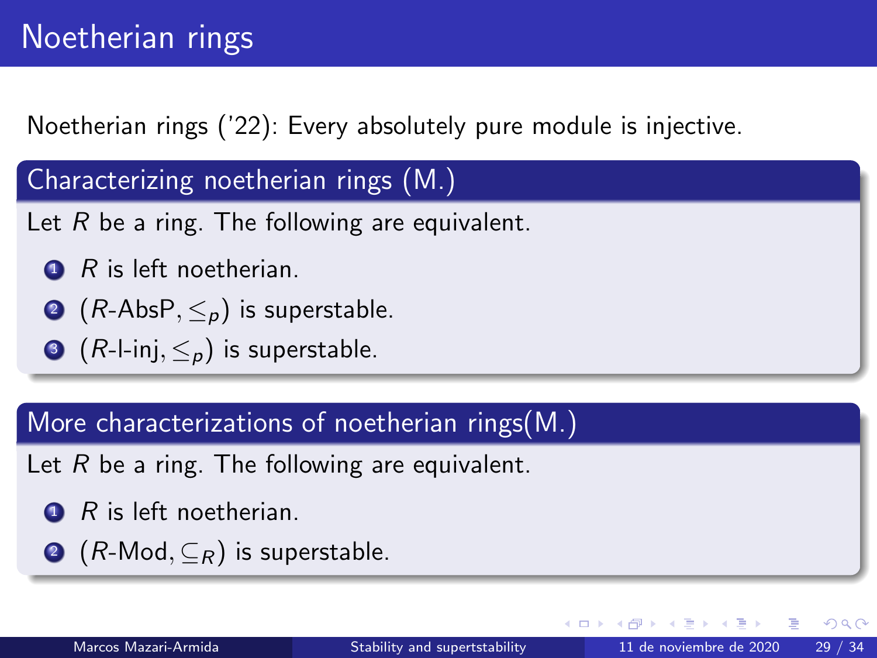# Noetherian rings

Noetherian rings ('22): Every absolutely pure module is injective.

### Characterizing noetherian rings (M.)

Let $R$ be a ring. The following are equivalent.

1. $R$ is left noetherian.
2. $(R\text{-AbsP}, \leq_p)$ is superstable.
3. $(R\text{-l-inj}, \leq_p)$ is superstable.

### More characterizations of noetherian rings(M.)

Let $R$ be a ring. The following are equivalent.

1. $R$ is left noetherian.
2. $(R\text{-Mod}, \subseteq_R)$ is superstable.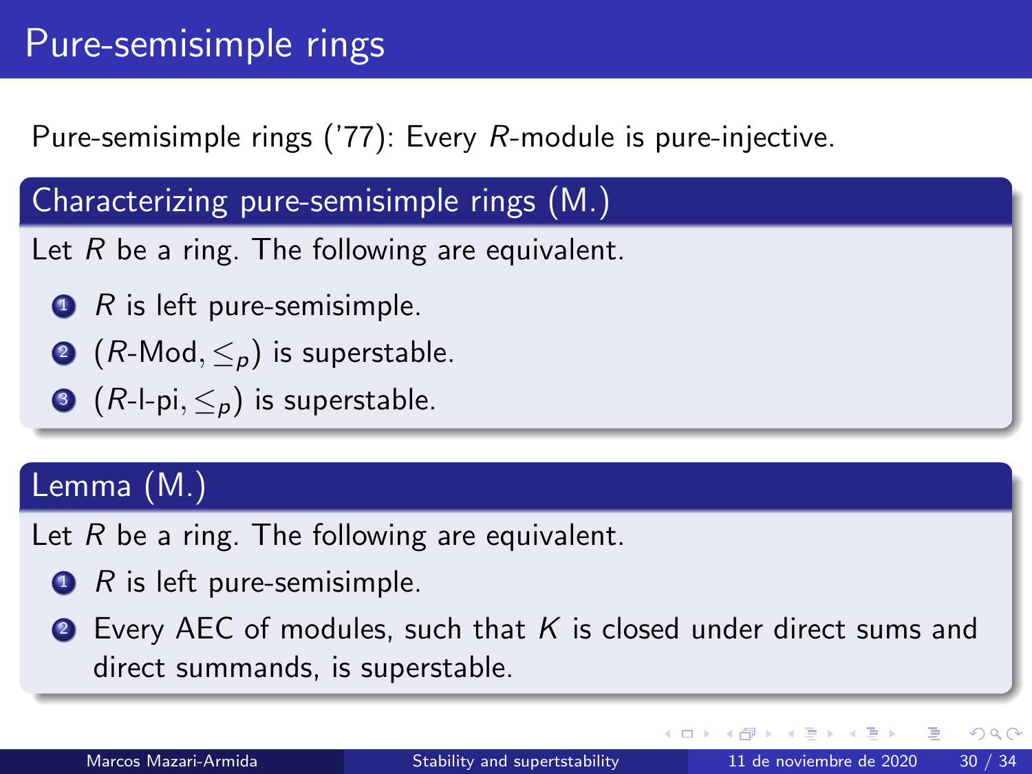# Pure-semisimple rings

Pure-semisimple rings ('77): Every $R$-module is pure-injective.

## Characterizing pure-semisimple rings (M.)

Let $R$ be a ring. The following are equivalent.

1. $R$ is left pure-semisimple.
2. $(R\text{-Mod}, \leq_p)$ is superstable.
3. $(R\text{-l-pi}, \leq_p)$ is superstable.

## Lemma (M.)

Let $R$ be a ring. The following are equivalent.

1. $R$ is left pure-semisimple.
2. Every AEC of modules, such that $K$ is closed under direct sums and direct summands, is superstable.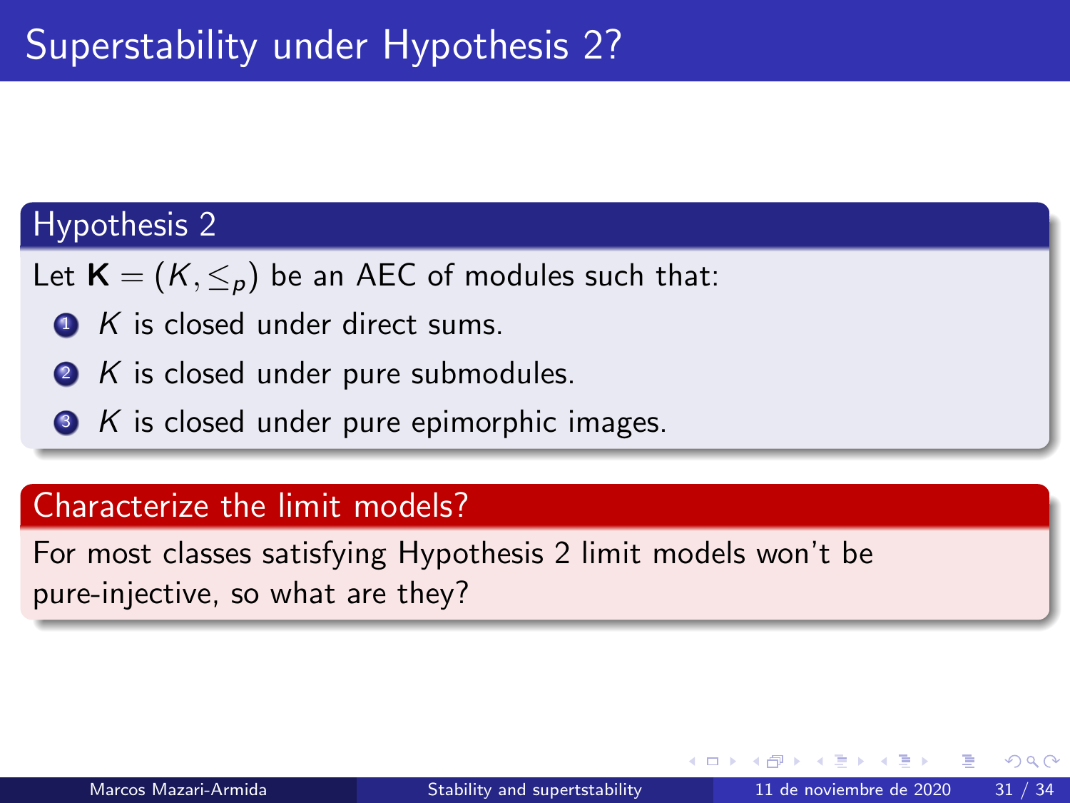# Superstability under Hypothesis 2?

## Hypothesis 2

Let $\mathbf{K} = (K, \leq_p)$ be an AEC of modules such that:

1. $K$ is closed under direct sums.
2. $K$ is closed under pure submodules.
3. $K$ is closed under pure epimorphic images.

## Characterize the limit models?

For most classes satisfying Hypothesis 2 limit models won't be pure-injective, so what are they?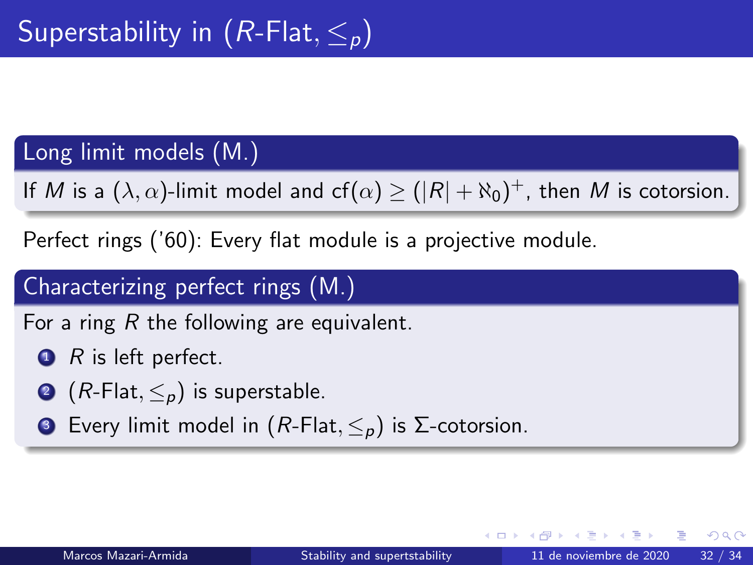# Superstability in ($R$-Flat, $\leq_p$)

### Long limit models (M.)

If $M$ is a $(\lambda, \alpha)$-limit model and $\text{cf}(\alpha) \geq (|R| + \aleph_0)^+$, then $M$ is cotorsion.

Perfect rings ('60): Every flat module is a projective module.

### Characterizing perfect rings (M.)

For a ring $R$ the following are equivalent.

1. $R$ is left perfect.
2. ($R$-Flat, $\leq_p$) is superstable.
3. Every limit model in ($R$-Flat, $\leq_p$) is $\Sigma$-cotorsion.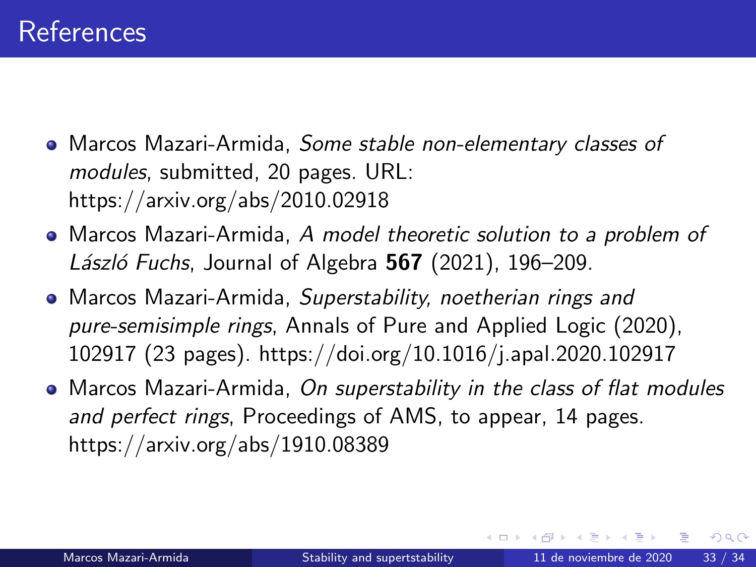# References

- Marcos Mazari-Armida, *Some stable non-elementary classes of modules*, submitted, 20 pages. URL: https://arxiv.org/abs/2010.02918
- Marcos Mazari-Armida, *A model theoretic solution to a problem of László Fuchs*, Journal of Algebra **567** (2021), 196–209.
- Marcos Mazari-Armida, *Superstability, noetherian rings and pure-semisimple rings*, Annals of Pure and Applied Logic (2020), 102917 (23 pages). https://doi.org/10.1016/j.apal.2020.102917
- Marcos Mazari-Armida, *On superstability in the class of flat modules and perfect rings*, Proceedings of AMS, to appear, 14 pages. https://arxiv.org/abs/1910.08389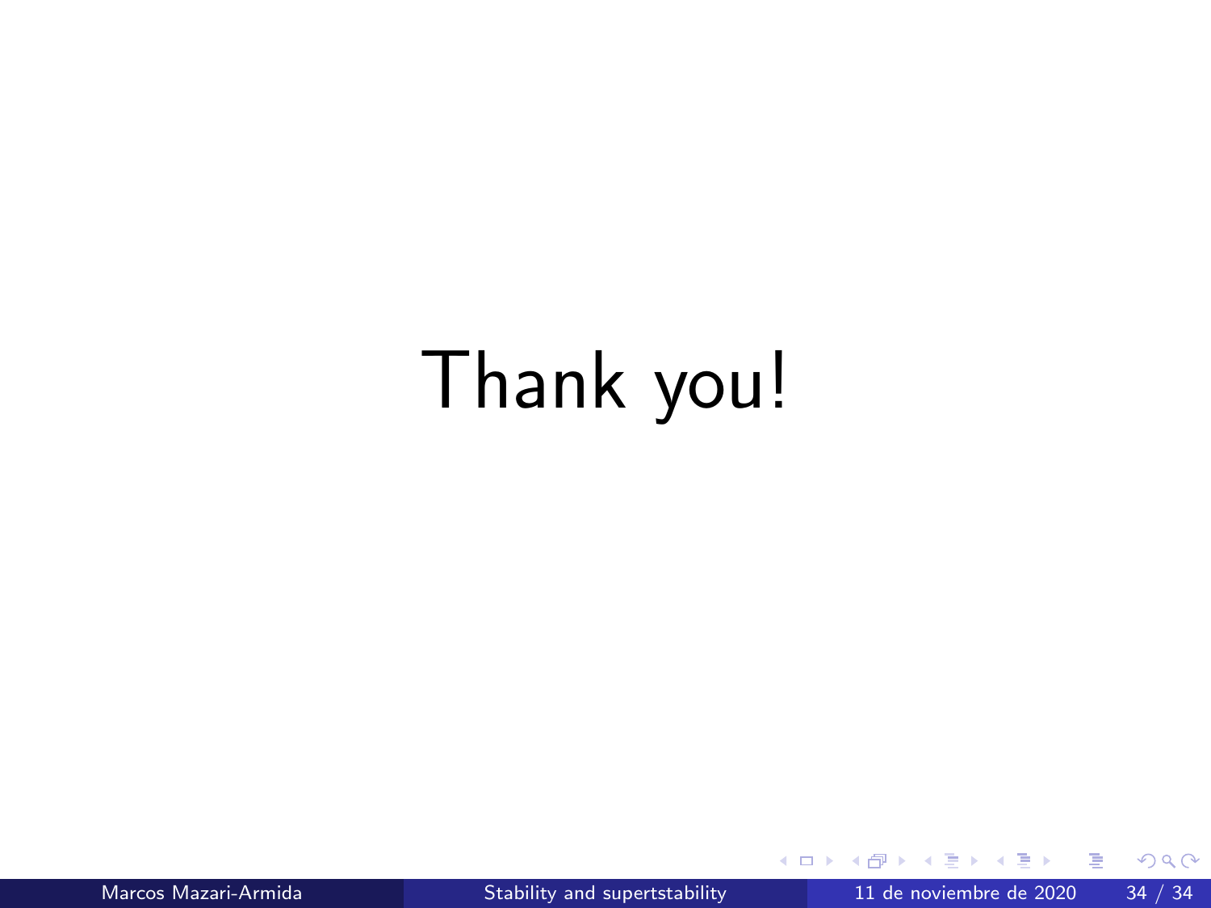# Thank you!